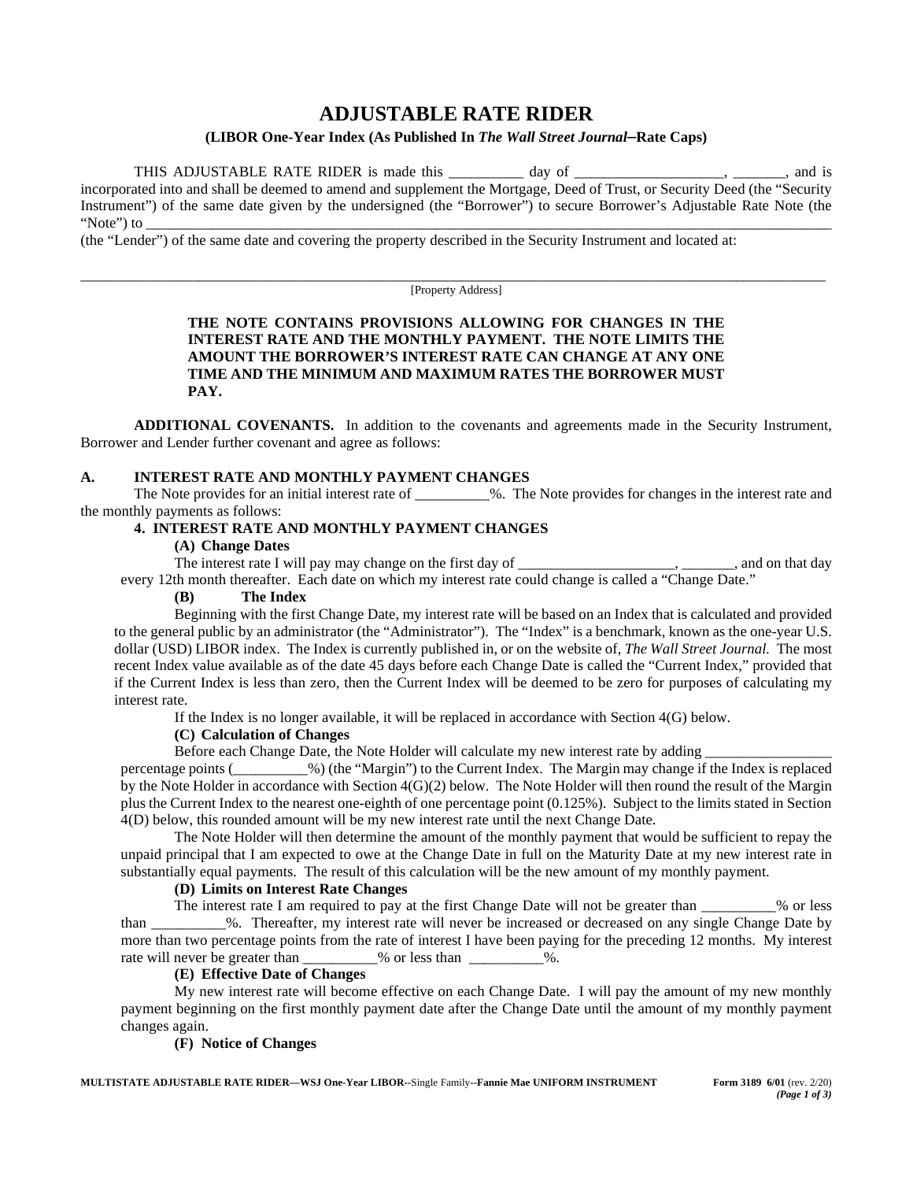# ADJUSTABLE RATE RIDER

### (LIBOR One-Year Index (As Published In *The Wall Street Journal*–Rate Caps)

THIS ADJUSTABLE RATE RIDER is made this __________ day of ____________________, _______, and is incorporated into and shall be deemed to amend and supplement the Mortgage, Deed of Trust, or Security Deed (the "Security Instrument") of the same date given by the undersigned (the "Borrower") to secure Borrower's Adjustable Rate Note (the "Note") to ______________________________________________________________________________________ (the "Lender") of the same date and covering the property described in the Security Instrument and located at:

______________________________________________________________________________________
[Property Address]

**THE NOTE CONTAINS PROVISIONS ALLOWING FOR CHANGES IN THE INTEREST RATE AND THE MONTHLY PAYMENT. THE NOTE LIMITS THE AMOUNT THE BORROWER'S INTEREST RATE CAN CHANGE AT ANY ONE TIME AND THE MINIMUM AND MAXIMUM RATES THE BORROWER MUST PAY.**

**ADDITIONAL COVENANTS.** In addition to the covenants and agreements made in the Security Instrument, Borrower and Lender further covenant and agree as follows:

## A. INTEREST RATE AND MONTHLY PAYMENT CHANGES

The Note provides for an initial interest rate of __________%. The Note provides for changes in the interest rate and the monthly payments as follows:

### 4. INTEREST RATE AND MONTHLY PAYMENT CHANGES

**(A) Change Dates**

The interest rate I will pay may change on the first day of _____________________, _______, and on that day every 12th month thereafter. Each date on which my interest rate could change is called a "Change Date."

**(B) The Index**

Beginning with the first Change Date, my interest rate will be based on an Index that is calculated and provided to the general public by an administrator (the "Administrator"). The "Index" is a benchmark, known as the one-year U.S. dollar (USD) LIBOR index. The Index is currently published in, or on the website of, *The Wall Street Journal.* The most recent Index value available as of the date 45 days before each Change Date is called the "Current Index," provided that if the Current Index is less than zero, then the Current Index will be deemed to be zero for purposes of calculating my interest rate.

If the Index is no longer available, it will be replaced in accordance with Section 4(G) below.

**(C) Calculation of Changes**

Before each Change Date, the Note Holder will calculate my new interest rate by adding _________________ percentage points (__________%) (the "Margin") to the Current Index. The Margin may change if the Index is replaced by the Note Holder in accordance with Section 4(G)(2) below. The Note Holder will then round the result of the Margin plus the Current Index to the nearest one-eighth of one percentage point (0.125%). Subject to the limits stated in Section 4(D) below, this rounded amount will be my new interest rate until the next Change Date.

The Note Holder will then determine the amount of the monthly payment that would be sufficient to repay the unpaid principal that I am expected to owe at the Change Date in full on the Maturity Date at my new interest rate in substantially equal payments. The result of this calculation will be the new amount of my monthly payment.

**(D) Limits on Interest Rate Changes**

The interest rate I am required to pay at the first Change Date will not be greater than __________% or less than __________%. Thereafter, my interest rate will never be increased or decreased on any single Change Date by more than two percentage points from the rate of interest I have been paying for the preceding 12 months. My interest rate will never be greater than __________% or less than __________%.

**(E) Effective Date of Changes**

My new interest rate will become effective on each Change Date. I will pay the amount of my new monthly payment beginning on the first monthly payment date after the Change Date until the amount of my monthly payment changes again.

**(F) Notice of Changes**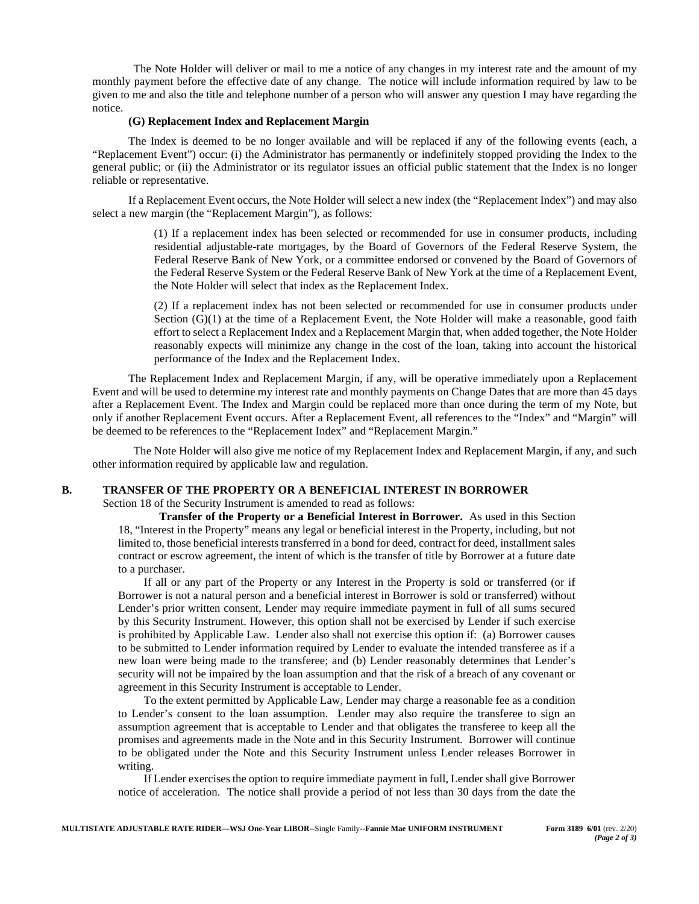The Note Holder will deliver or mail to me a notice of any changes in my interest rate and the amount of my monthly payment before the effective date of any change. The notice will include information required by law to be given to me and also the title and telephone number of a person who will answer any question I may have regarding the notice.

**(G) Replacement Index and Replacement Margin**

The Index is deemed to be no longer available and will be replaced if any of the following events (each, a "Replacement Event") occur: (i) the Administrator has permanently or indefinitely stopped providing the Index to the general public; or (ii) the Administrator or its regulator issues an official public statement that the Index is no longer reliable or representative.

If a Replacement Event occurs, the Note Holder will select a new index (the "Replacement Index") and may also select a new margin (the "Replacement Margin"), as follows:

> (1) If a replacement index has been selected or recommended for use in consumer products, including residential adjustable-rate mortgages, by the Board of Governors of the Federal Reserve System, the Federal Reserve Bank of New York, or a committee endorsed or convened by the Board of Governors of the Federal Reserve System or the Federal Reserve Bank of New York at the time of a Replacement Event, the Note Holder will select that index as the Replacement Index.
>
> (2) If a replacement index has not been selected or recommended for use in consumer products under Section (G)(1) at the time of a Replacement Event, the Note Holder will make a reasonable, good faith effort to select a Replacement Index and a Replacement Margin that, when added together, the Note Holder reasonably expects will minimize any change in the cost of the loan, taking into account the historical performance of the Index and the Replacement Index.

The Replacement Index and Replacement Margin, if any, will be operative immediately upon a Replacement Event and will be used to determine my interest rate and monthly payments on Change Dates that are more than 45 days after a Replacement Event. The Index and Margin could be replaced more than once during the term of my Note, but only if another Replacement Event occurs. After a Replacement Event, all references to the "Index" and "Margin" will be deemed to be references to the "Replacement Index" and "Replacement Margin."

The Note Holder will also give me notice of my Replacement Index and Replacement Margin, if any, and such other information required by applicable law and regulation.

## B. TRANSFER OF THE PROPERTY OR A BENEFICIAL INTEREST IN BORROWER

Section 18 of the Security Instrument is amended to read as follows:

> **Transfer of the Property or a Beneficial Interest in Borrower.** As used in this Section 18, "Interest in the Property" means any legal or beneficial interest in the Property, including, but not limited to, those beneficial interests transferred in a bond for deed, contract for deed, installment sales contract or escrow agreement, the intent of which is the transfer of title by Borrower at a future date to a purchaser.
>
> If all or any part of the Property or any Interest in the Property is sold or transferred (or if Borrower is not a natural person and a beneficial interest in Borrower is sold or transferred) without Lender's prior written consent, Lender may require immediate payment in full of all sums secured by this Security Instrument. However, this option shall not be exercised by Lender if such exercise is prohibited by Applicable Law. Lender also shall not exercise this option if: (a) Borrower causes to be submitted to Lender information required by Lender to evaluate the intended transferee as if a new loan were being made to the transferee; and (b) Lender reasonably determines that Lender's security will not be impaired by the loan assumption and that the risk of a breach of any covenant or agreement in this Security Instrument is acceptable to Lender.
>
> To the extent permitted by Applicable Law, Lender may charge a reasonable fee as a condition to Lender's consent to the loan assumption. Lender may also require the transferee to sign an assumption agreement that is acceptable to Lender and that obligates the transferee to keep all the promises and agreements made in the Note and in this Security Instrument. Borrower will continue to be obligated under the Note and this Security Instrument unless Lender releases Borrower in writing.
>
> If Lender exercises the option to require immediate payment in full, Lender shall give Borrower notice of acceleration. The notice shall provide a period of not less than 30 days from the date the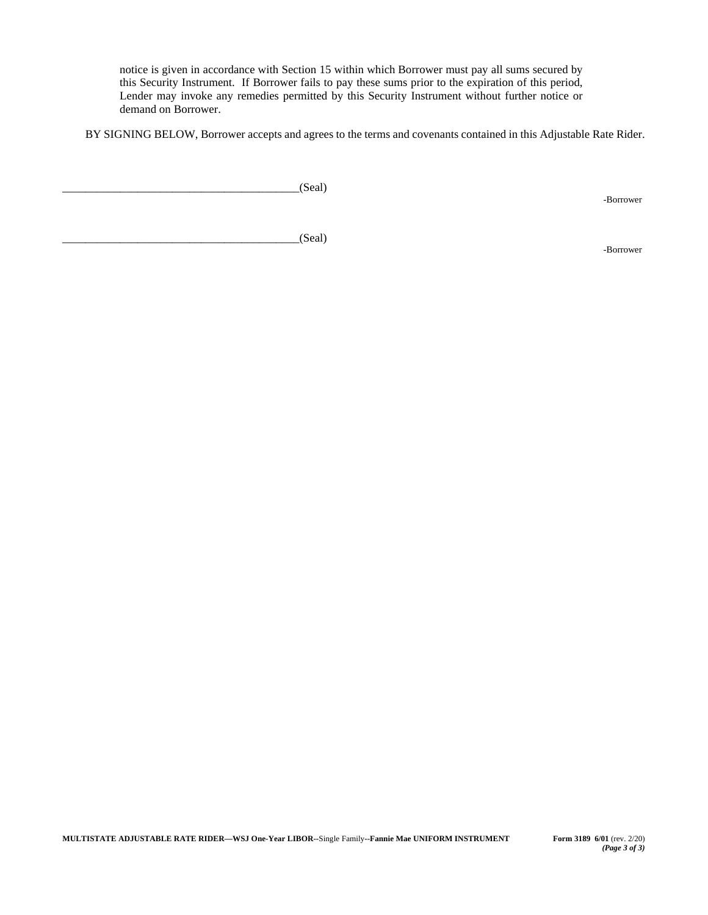notice is given in accordance with Section 15 within which Borrower must pay all sums secured by this Security Instrument. If Borrower fails to pay these sums prior to the expiration of this period, Lender may invoke any remedies permitted by this Security Instrument without further notice or demand on Borrower.

BY SIGNING BELOW, Borrower accepts and agrees to the terms and covenants contained in this Adjustable Rate Rider.

___________________________________________(Seal)
-Borrower

___________________________________________(Seal)
-Borrower